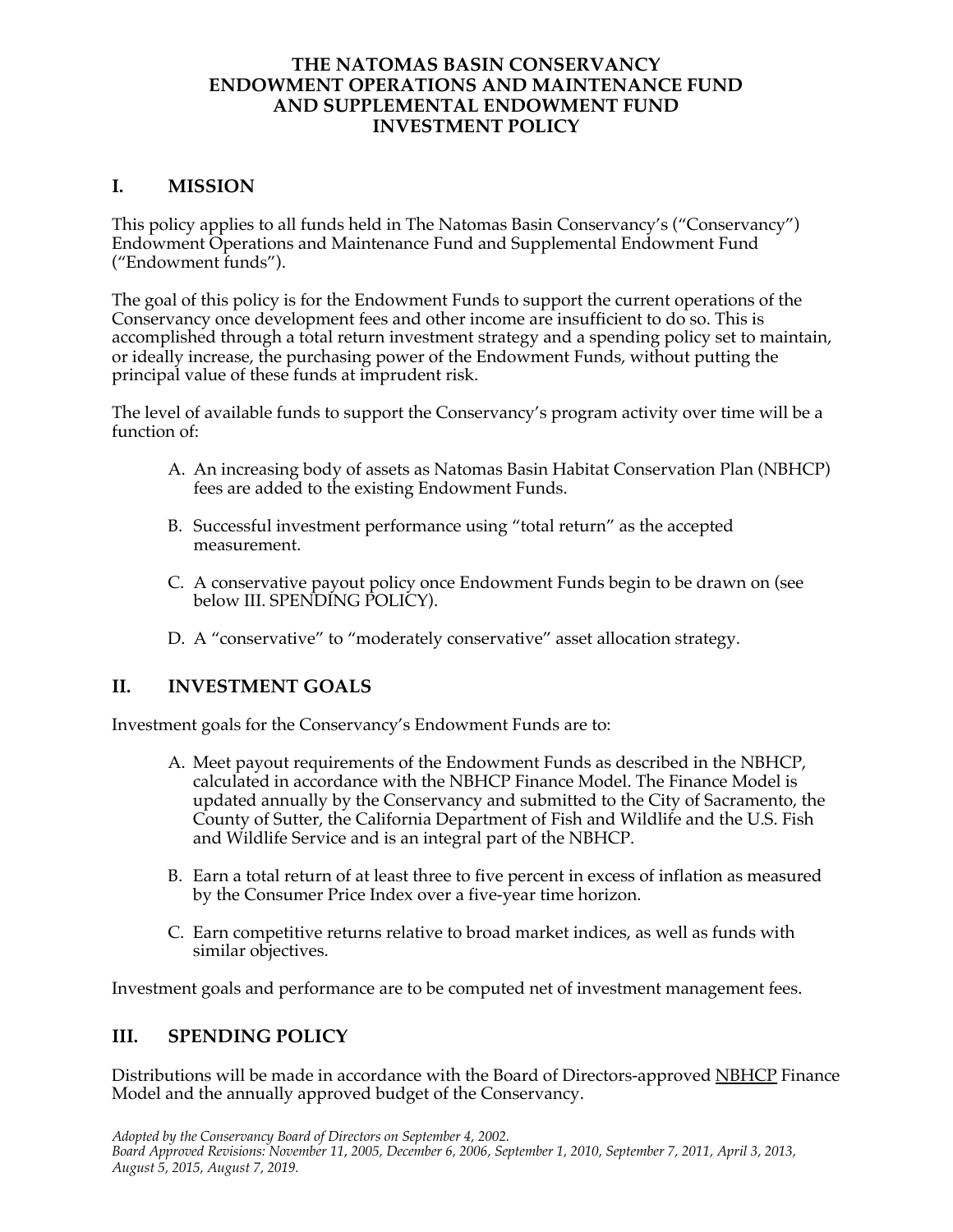# THE NATOMAS BASIN CONSERVANCY ENDOWMENT OPERATIONS AND MAINTENANCE FUND AND SUPPLEMENTAL ENDOWMENT FUND INVESTMENT POLICY

## I. MISSION

This policy applies to all funds held in The Natomas Basin Conservancy's ("Conservancy") Endowment Operations and Maintenance Fund and Supplemental Endowment Fund ("Endowment funds").

The goal of this policy is for the Endowment Funds to support the current operations of the Conservancy once development fees and other income are insufficient to do so. This is accomplished through a total return investment strategy and a spending policy set to maintain, or ideally increase, the purchasing power of the Endowment Funds, without putting the principal value of these funds at imprudent risk.

The level of available funds to support the Conservancy's program activity over time will be a function of:

A. An increasing body of assets as Natomas Basin Habitat Conservation Plan (NBHCP) fees are added to the existing Endowment Funds.

B. Successful investment performance using "total return" as the accepted measurement.

C. A conservative payout policy once Endowment Funds begin to be drawn on (see below III. SPENDING POLICY).

D. A "conservative" to "moderately conservative" asset allocation strategy.

## II. INVESTMENT GOALS

Investment goals for the Conservancy's Endowment Funds are to:

A. Meet payout requirements of the Endowment Funds as described in the NBHCP, calculated in accordance with the NBHCP Finance Model. The Finance Model is updated annually by the Conservancy and submitted to the City of Sacramento, the County of Sutter, the California Department of Fish and Wildlife and the U.S. Fish and Wildlife Service and is an integral part of the NBHCP.

B. Earn a total return of at least three to five percent in excess of inflation as measured by the Consumer Price Index over a five-year time horizon.

C. Earn competitive returns relative to broad market indices, as well as funds with similar objectives.

Investment goals and performance are to be computed net of investment management fees.

## III. SPENDING POLICY

Distributions will be made in accordance with the Board of Directors-approved NBHCP Finance Model and the annually approved budget of the Conservancy.

*Adopted by the Conservancy Board of Directors on September 4, 2002.*
*Board Approved Revisions: November 11, 2005, December 6, 2006, September 1, 2010, September 7, 2011, April 3, 2013, August 5, 2015, August 7, 2019.*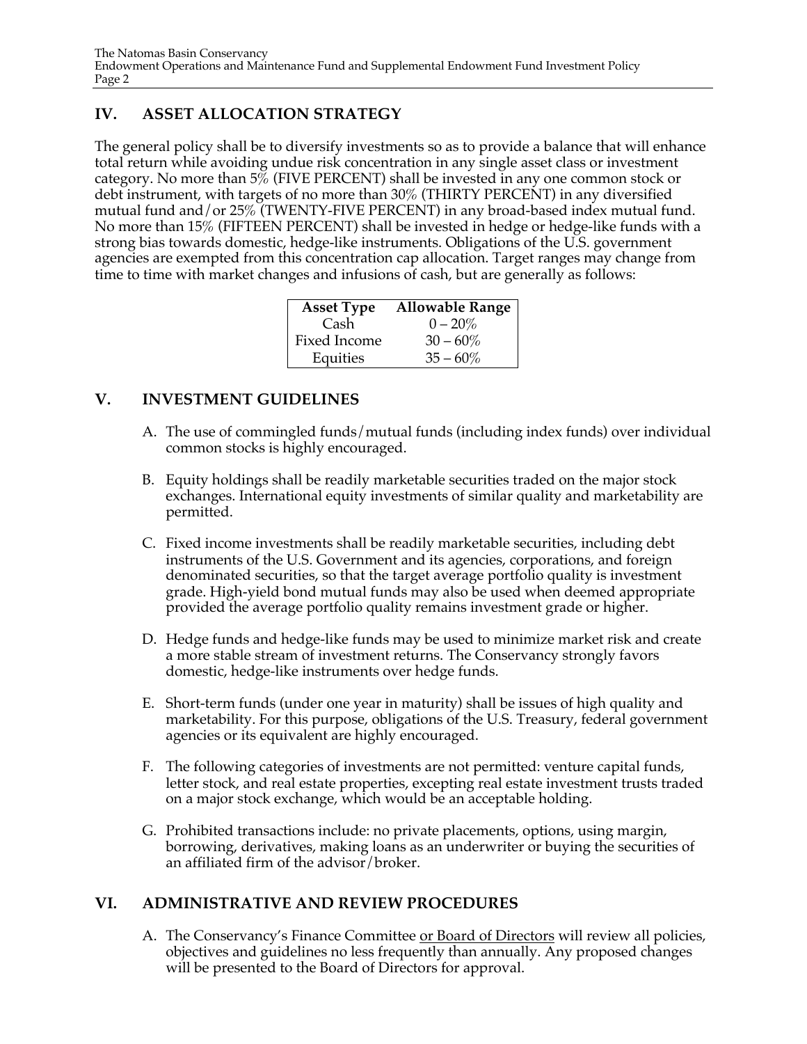## IV. ASSET ALLOCATION STRATEGY

The general policy shall be to diversify investments so as to provide a balance that will enhance total return while avoiding undue risk concentration in any single asset class or investment category. No more than 5% (FIVE PERCENT) shall be invested in any one common stock or debt instrument, with targets of no more than 30% (THIRTY PERCENT) in any diversified mutual fund and/or 25% (TWENTY-FIVE PERCENT) in any broad-based index mutual fund. No more than 15% (FIFTEEN PERCENT) shall be invested in hedge or hedge-like funds with a strong bias towards domestic, hedge-like instruments. Obligations of the U.S. government agencies are exempted from this concentration cap allocation. Target ranges may change from time to time with market changes and infusions of cash, but are generally as follows:

| Asset Type | Allowable Range |
|---|---|
| Cash | 0 – 20% |
| Fixed Income | 30 – 60% |
| Equities | 35 – 60% |

## V. INVESTMENT GUIDELINES

A. The use of commingled funds/mutual funds (including index funds) over individual common stocks is highly encouraged.

B. Equity holdings shall be readily marketable securities traded on the major stock exchanges. International equity investments of similar quality and marketability are permitted.

C. Fixed income investments shall be readily marketable securities, including debt instruments of the U.S. Government and its agencies, corporations, and foreign denominated securities, so that the target average portfolio quality is investment grade. High-yield bond mutual funds may also be used when deemed appropriate provided the average portfolio quality remains investment grade or higher.

D. Hedge funds and hedge-like funds may be used to minimize market risk and create a more stable stream of investment returns. The Conservancy strongly favors domestic, hedge-like instruments over hedge funds.

E. Short-term funds (under one year in maturity) shall be issues of high quality and marketability. For this purpose, obligations of the U.S. Treasury, federal government agencies or its equivalent are highly encouraged.

F. The following categories of investments are not permitted: venture capital funds, letter stock, and real estate properties, excepting real estate investment trusts traded on a major stock exchange, which would be an acceptable holding.

G. Prohibited transactions include: no private placements, options, using margin, borrowing, derivatives, making loans as an underwriter or buying the securities of an affiliated firm of the advisor/broker.

## VI. ADMINISTRATIVE AND REVIEW PROCEDURES

A. The Conservancy's Finance Committee or Board of Directors will review all policies, objectives and guidelines no less frequently than annually. Any proposed changes will be presented to the Board of Directors for approval.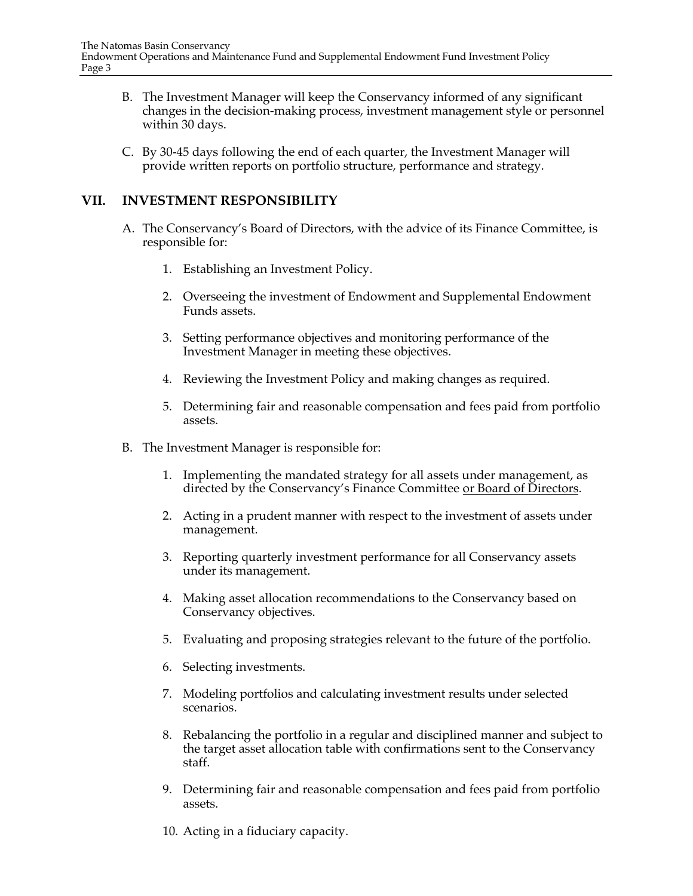B. The Investment Manager will keep the Conservancy informed of any significant changes in the decision-making process, investment management style or personnel within 30 days.

C. By 30-45 days following the end of each quarter, the Investment Manager will provide written reports on portfolio structure, performance and strategy.

## VII. INVESTMENT RESPONSIBILITY

A. The Conservancy's Board of Directors, with the advice of its Finance Committee, is responsible for:

1. Establishing an Investment Policy.

2. Overseeing the investment of Endowment and Supplemental Endowment Funds assets.

3. Setting performance objectives and monitoring performance of the Investment Manager in meeting these objectives.

4. Reviewing the Investment Policy and making changes as required.

5. Determining fair and reasonable compensation and fees paid from portfolio assets.

B. The Investment Manager is responsible for:

1. Implementing the mandated strategy for all assets under management, as directed by the Conservancy's Finance Committee <u>or Board of Directors</u>.

2. Acting in a prudent manner with respect to the investment of assets under management.

3. Reporting quarterly investment performance for all Conservancy assets under its management.

4. Making asset allocation recommendations to the Conservancy based on Conservancy objectives.

5. Evaluating and proposing strategies relevant to the future of the portfolio.

6. Selecting investments.

7. Modeling portfolios and calculating investment results under selected scenarios.

8. Rebalancing the portfolio in a regular and disciplined manner and subject to the target asset allocation table with confirmations sent to the Conservancy staff.

9. Determining fair and reasonable compensation and fees paid from portfolio assets.

10. Acting in a fiduciary capacity.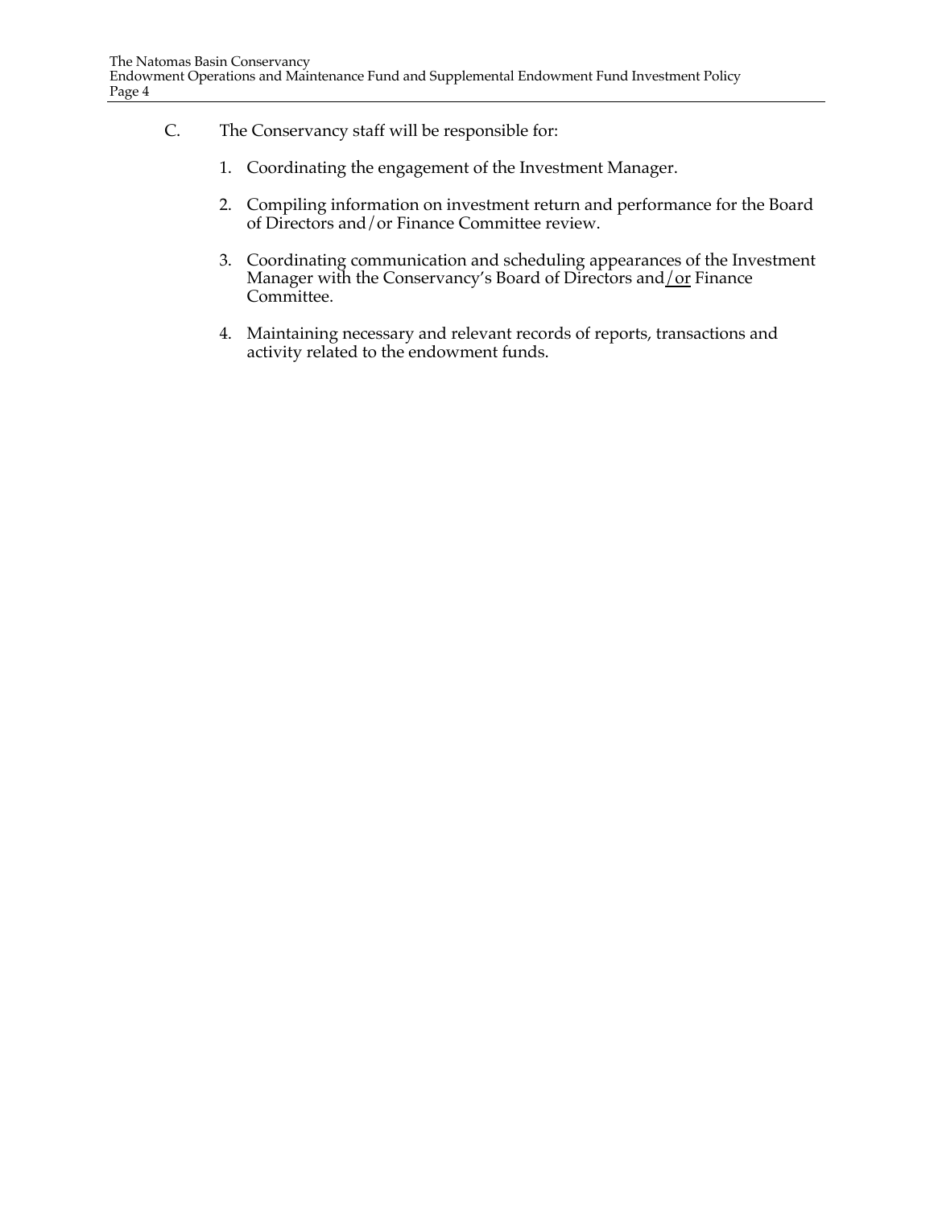C. The Conservancy staff will be responsible for:

1. Coordinating the engagement of the Investment Manager.

2. Compiling information on investment return and performance for the Board of Directors and/or Finance Committee review.

3. Coordinating communication and scheduling appearances of the Investment Manager with the Conservancy's Board of Directors and/or Finance Committee.

4. Maintaining necessary and relevant records of reports, transactions and activity related to the endowment funds.